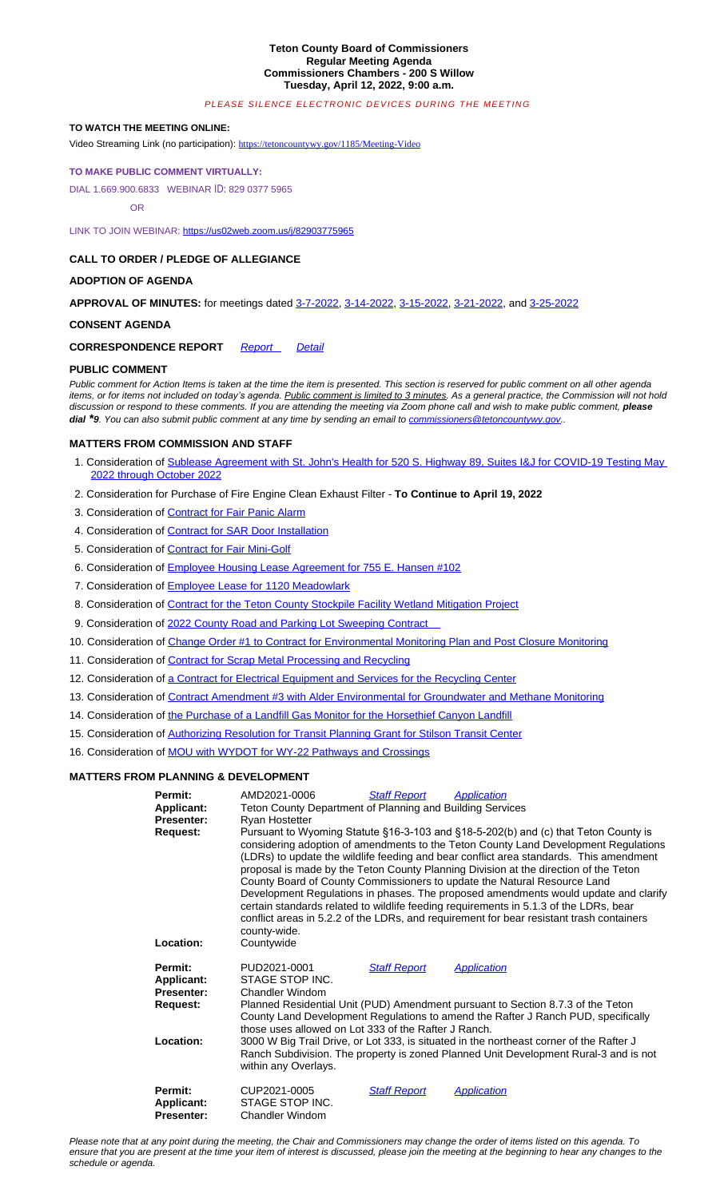# Teton County Board of Commissioners
## Regular Meeting Agenda
## Commissioners Chambers - 200 S Willow
## Tuesday, April 12, 2022, 9:00 a.m.

*PLEASE SILENCE ELECTRONIC DEVICES DURING THE MEETING*

**TO WATCH THE MEETING ONLINE:**

Video Streaming Link (no participation): https://tetoncountywy.gov/1185/Meeting-Video

**TO MAKE PUBLIC COMMENT VIRTUALLY:**

DIAL 1.669.900.6833 WEBINAR ID: 829 0377 5965

OR

LINK TO JOIN WEBINAR: https://us02web.zoom.us/j/82903775965

**CALL TO ORDER / PLEDGE OF ALLEGIANCE**

**ADOPTION OF AGENDA**

**APPROVAL OF MINUTES:** for meetings dated 3-7-2022, 3-14-2022, 3-15-2022, 3-21-2022, and 3-25-2022

**CONSENT AGENDA**

**CORRESPONDENCE REPORT** *Report* *Detail*

**PUBLIC COMMENT**

*Public comment for Action Items is taken at the time the item is presented. This section is reserved for public comment on all other agenda items, or for items not included on today's agenda. Public comment is limited to 3 minutes. As a general practice, the Commission will not hold discussion or respond to these comments. If you are attending the meeting via Zoom phone call and wish to make public comment, **please dial *9**. You can also submit public comment at any time by sending an email to commissioners@tetoncountywy.gov..*

**MATTERS FROM COMMISSION AND STAFF**

1. Consideration of Sublease Agreement with St. John's Health for 520 S. Highway 89, Suites I&J for COVID-19 Testing May 2022 through October 2022
2. Consideration for Purchase of Fire Engine Clean Exhaust Filter - **To Continue to April 19, 2022**
3. Consideration of Contract for Fair Panic Alarm
4. Consideration of Contract for SAR Door Installation
5. Consideration of Contract for Fair Mini-Golf
6. Consideration of Employee Housing Lease Agreement for 755 E. Hansen #102
7. Consideration of Employee Lease for 1120 Meadowlark
8. Consideration of Contract for the Teton County Stockpile Facility Wetland Mitigation Project
9. Consideration of 2022 County Road and Parking Lot Sweeping Contract
10. Consideration of Change Order #1 to Contract for Environmental Monitoring Plan and Post Closure Monitoring
11. Consideration of Contract for Scrap Metal Processing and Recycling
12. Consideration of a Contract for Electrical Equipment and Services for the Recycling Center
13. Consideration of Contract Amendment #3 with Alder Environmental for Groundwater and Methane Monitoring
14. Consideration of the Purchase of a Landfill Gas Monitor for the Horsethief Canyon Landfill
15. Consideration of Authorizing Resolution for Transit Planning Grant for Stilson Transit Center
16. Consideration of MOU with WYDOT for WY-22 Pathways and Crossings

**MATTERS FROM PLANNING & DEVELOPMENT**

| | | | |
|---|---|---|---|
| **Permit:** | AMD2021-0006 | *Staff Report* | *Application* |
| **Applicant:** | Teton County Department of Planning and Building Services | | |
| **Presenter:** | Ryan Hostetter | | |
| **Request:** | Pursuant to Wyoming Statute §16-3-103 and §18-5-202(b) and (c) that Teton County is considering adoption of amendments to the Teton County Land Development Regulations (LDRs) to update the wildlife feeding and bear conflict area standards. This amendment proposal is made by the Teton County Planning Division at the direction of the Teton County Board of County Commissioners to update the Natural Resource Land Development Regulations in phases. The proposed amendments would update and clarify certain standards related to wildlife feeding requirements in 5.1.3 of the LDRs, bear conflict areas in 5.2.2 of the LDRs, and requirement for bear resistant trash containers county-wide. | | |
| **Location:** | Countywide | | |

| | | | |
|---|---|---|---|
| **Permit:** | PUD2021-0001 | *Staff Report* | *Application* |
| **Applicant:** | STAGE STOP INC. | | |
| **Presenter:** | Chandler Windom | | |
| **Request:** | Planned Residential Unit (PUD) Amendment pursuant to Section 8.7.3 of the Teton County Land Development Regulations to amend the Rafter J Ranch PUD, specifically those uses allowed on Lot 333 of the Rafter J Ranch. | | |
| **Location:** | 3000 W Big Trail Drive, or Lot 333, is situated in the northeast corner of the Rafter J Ranch Subdivision. The property is zoned Planned Unit Development Rural-3 and is not within any Overlays. | | |

| | | | |
|---|---|---|---|
| **Permit:** | CUP2021-0005 | *Staff Report* | *Application* |
| **Applicant:** | STAGE STOP INC. | | |
| **Presenter:** | Chandler Windom | | |

*Please note that at any point during the meeting, the Chair and Commissioners may change the order of items listed on this agenda. To ensure that you are present at the time your item of interest is discussed, please join the meeting at the beginning to hear any changes to the schedule or agenda.*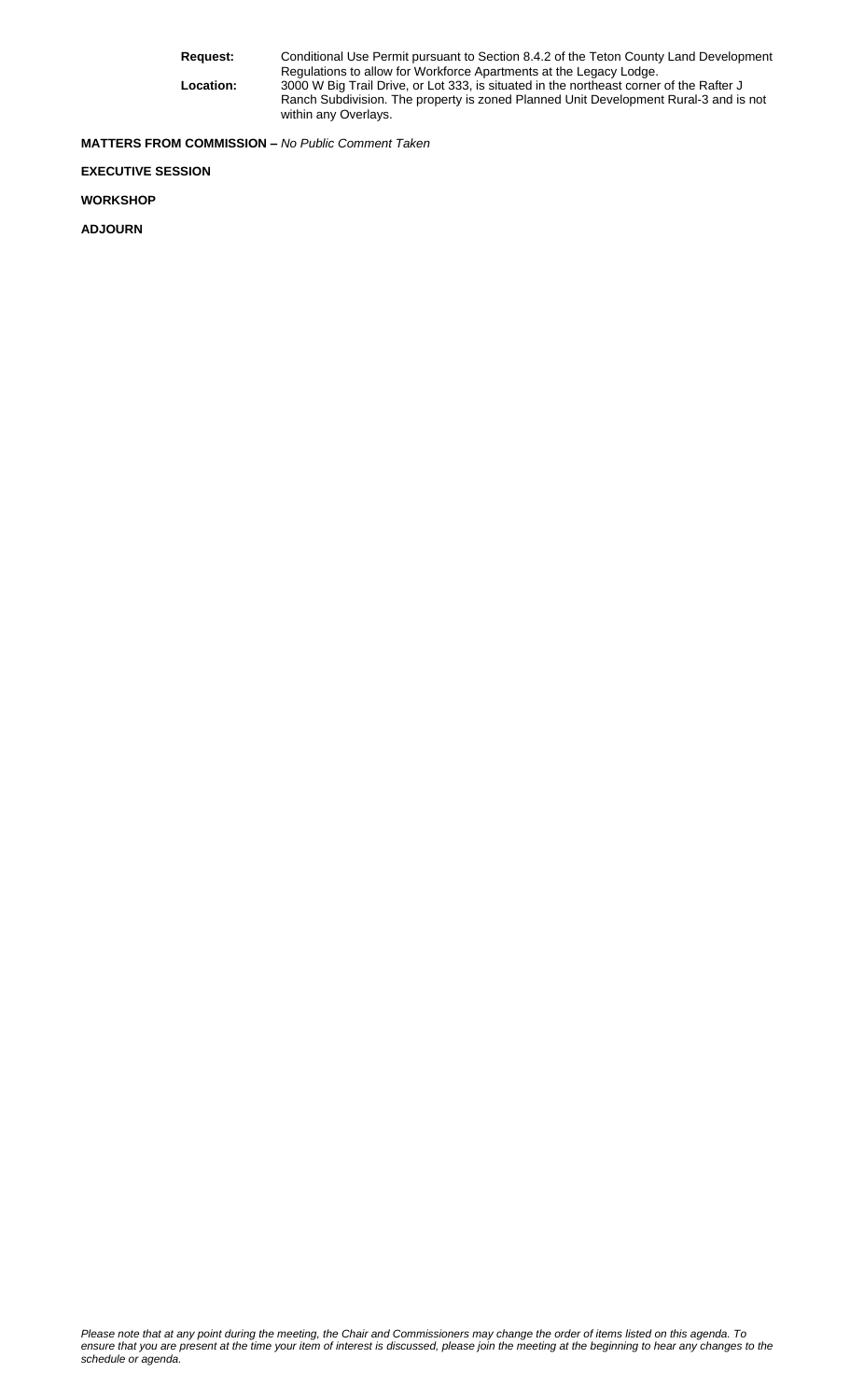**Request:** Conditional Use Permit pursuant to Section 8.4.2 of the Teton County Land Development Regulations to allow for Workforce Apartments at the Legacy Lodge.

**Location:** 3000 W Big Trail Drive, or Lot 333, is situated in the northeast corner of the Rafter J Ranch Subdivision. The property is zoned Planned Unit Development Rural-3 and is not within any Overlays.

**MATTERS FROM COMMISSION –** *No Public Comment Taken*

**EXECUTIVE SESSION**

**WORKSHOP**

**ADJOURN**

*Please note that at any point during the meeting, the Chair and Commissioners may change the order of items listed on this agenda. To ensure that you are present at the time your item of interest is discussed, please join the meeting at the beginning to hear any changes to the schedule or agenda.*